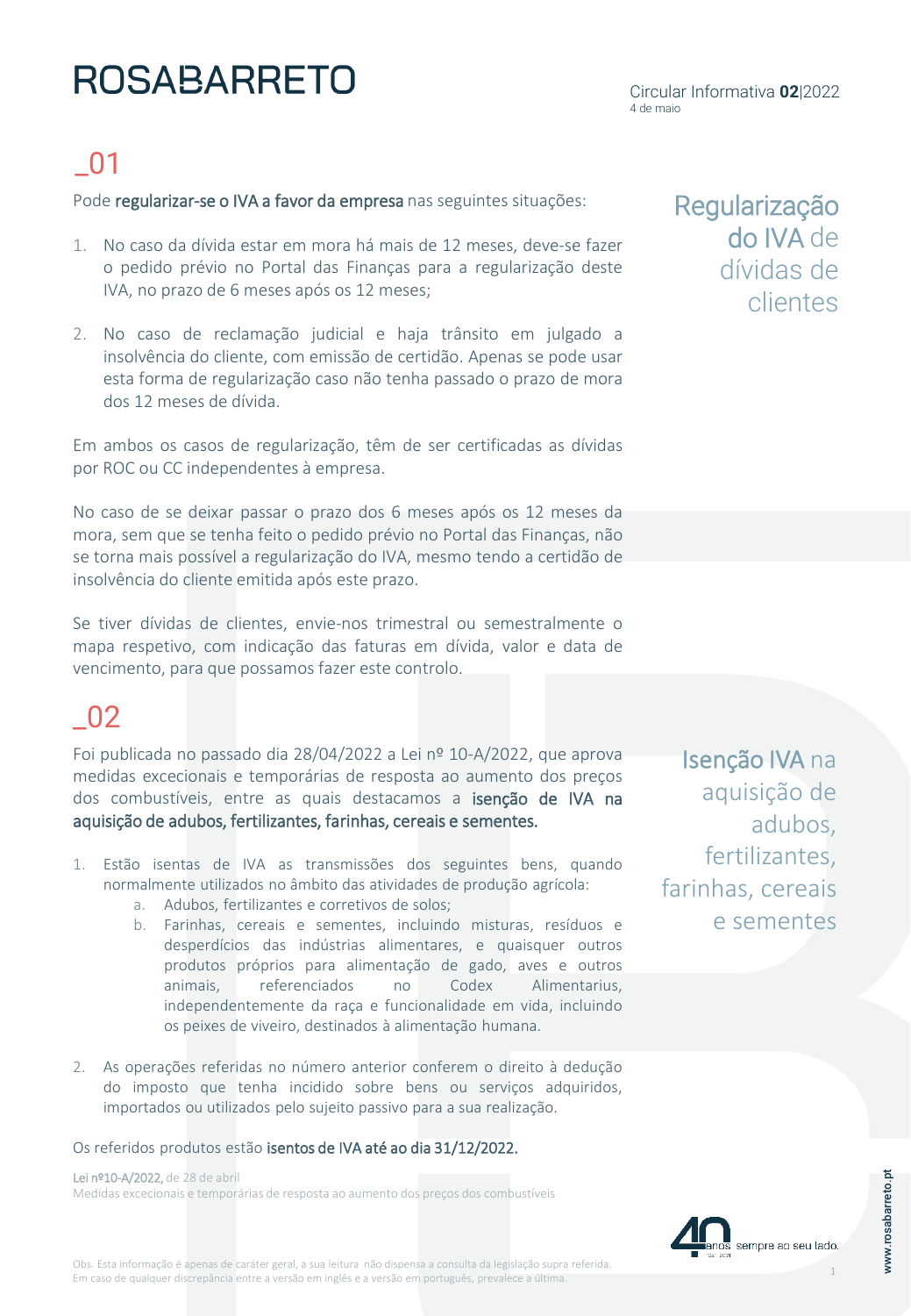# ROSABARRETO

Circular Informativa **02**|2022
4 de maio

## _01

## Regularização do IVA de dívidas de clientes

Pode **regularizar-se o IVA a favor da empresa** nas seguintes situações:

1. No caso da dívida estar em mora há mais de 12 meses, deve-se fazer o pedido prévio no Portal das Finanças para a regularização deste IVA, no prazo de 6 meses após os 12 meses;

2. No caso de reclamação judicial e haja trânsito em julgado a insolvência do cliente, com emissão de certidão. Apenas se pode usar esta forma de regularização caso não tenha passado o prazo de mora dos 12 meses de dívida.

Em ambos os casos de regularização, têm de ser certificadas as dívidas por ROC ou CC independentes à empresa.

No caso de se deixar passar o prazo dos 6 meses após os 12 meses da mora, sem que se tenha feito o pedido prévio no Portal das Finanças, não se torna mais possível a regularização do IVA, mesmo tendo a certidão de insolvência do cliente emitida após este prazo.

Se tiver dívidas de clientes, envie-nos trimestral ou semestralmente o mapa respetivo, com indicação das faturas em dívida, valor e data de vencimento, para que possamos fazer este controlo.

## _02

## Isenção IVA na aquisição de adubos, fertilizantes, farinhas, cereais e sementes

Foi publicada no passado dia 28/04/2022 a Lei nº 10-A/2022, que aprova medidas excecionais e temporárias de resposta ao aumento dos preços dos combustíveis, entre as quais destacamos a **isenção de IVA na aquisição de adubos, fertilizantes, farinhas, cereais e sementes.**

1. Estão isentas de IVA as transmissões dos seguintes bens, quando normalmente utilizados no âmbito das atividades de produção agrícola:
    a. Adubos, fertilizantes e corretivos de solos;
    b. Farinhas, cereais e sementes, incluindo misturas, resíduos e desperdícios das indústrias alimentares, e quaisquer outros produtos próprios para alimentação de gado, aves e outros animais, referenciados no Codex Alimentarius, independentemente da raça e funcionalidade em vida, incluindo os peixes de viveiro, destinados à alimentação humana.

2. As operações referidas no número anterior conferem o direito à dedução do imposto que tenha incidido sobre bens ou serviços adquiridos, importados ou utilizados pelo sujeito passivo para a sua realização.

Os referidos produtos estão **isentos de IVA até ao dia 31/12/2022.**

Lei nº10-A/2022, de 28 de abril
Medidas excecionais e temporárias de resposta ao aumento dos preços dos combustíveis

Obs. Esta informação é apenas de caráter geral, a sua leitura não dispensa a consulta da legislação supra referida.
Em caso de qualquer discrepância entre a versão em inglês e a versão em português, prevalece a última.

40 anos sempre ao seu lado.

www.rosabarreto.pt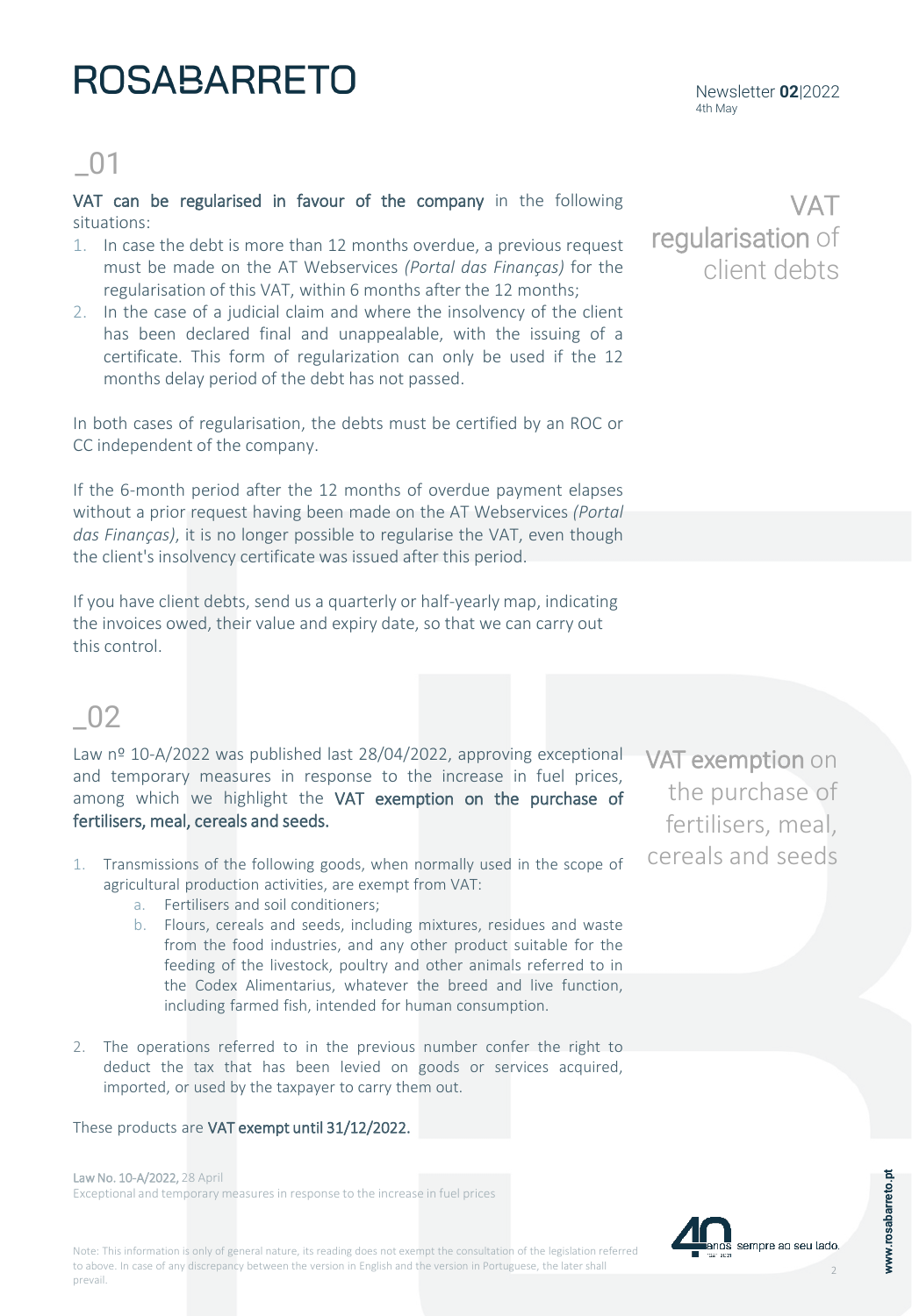## _01

### VAT regularisation of client debts

**VAT can be regularised in favour of the company** in the following situations:

1. In case the debt is more than 12 months overdue, a previous request must be made on the AT Webservices *(Portal das Finanças)* for the regularisation of this VAT, within 6 months after the 12 months;
2. In the case of a judicial claim and where the insolvency of the client has been declared final and unappealable, with the issuing of a certificate. This form of regularization can only be used if the 12 months delay period of the debt has not passed.

In both cases of regularisation, the debts must be certified by an ROC or CC independent of the company.

If the 6-month period after the 12 months of overdue payment elapses without a prior request having been made on the AT Webservices *(Portal das Finanças)*, it is no longer possible to regularise the VAT, even though the client's insolvency certificate was issued after this period.

If you have client debts, send us a quarterly or half-yearly map, indicating the invoices owed, their value and expiry date, so that we can carry out this control.

## _02

### VAT exemption on the purchase of fertilisers, meal, cereals and seeds

Law nº 10-A/2022 was published last 28/04/2022, approving exceptional and temporary measures in response to the increase in fuel prices, among which we highlight the **VAT exemption on the purchase of fertilisers, meal, cereals and seeds.**

1. Transmissions of the following goods, when normally used in the scope of agricultural production activities, are exempt from VAT:
   a. Fertilisers and soil conditioners;
   b. Flours, cereals and seeds, including mixtures, residues and waste from the food industries, and any other product suitable for the feeding of the livestock, poultry and other animals referred to in the Codex Alimentarius, whatever the breed and live function, including farmed fish, intended for human consumption.
2. The operations referred to in the previous number confer the right to deduct the tax that has been levied on goods or services acquired, imported, or used by the taxpayer to carry them out.

These products are **VAT exempt until 31/12/2022.**

**Law No. 10-A/2022,** 28 April
Exceptional and temporary measures in response to the increase in fuel prices

Note: This information is only of general nature, its reading does not exempt the consultation of the legislation referred to above. In case of any discrepancy between the version in English and the version in Portuguese, the later shall prevail.